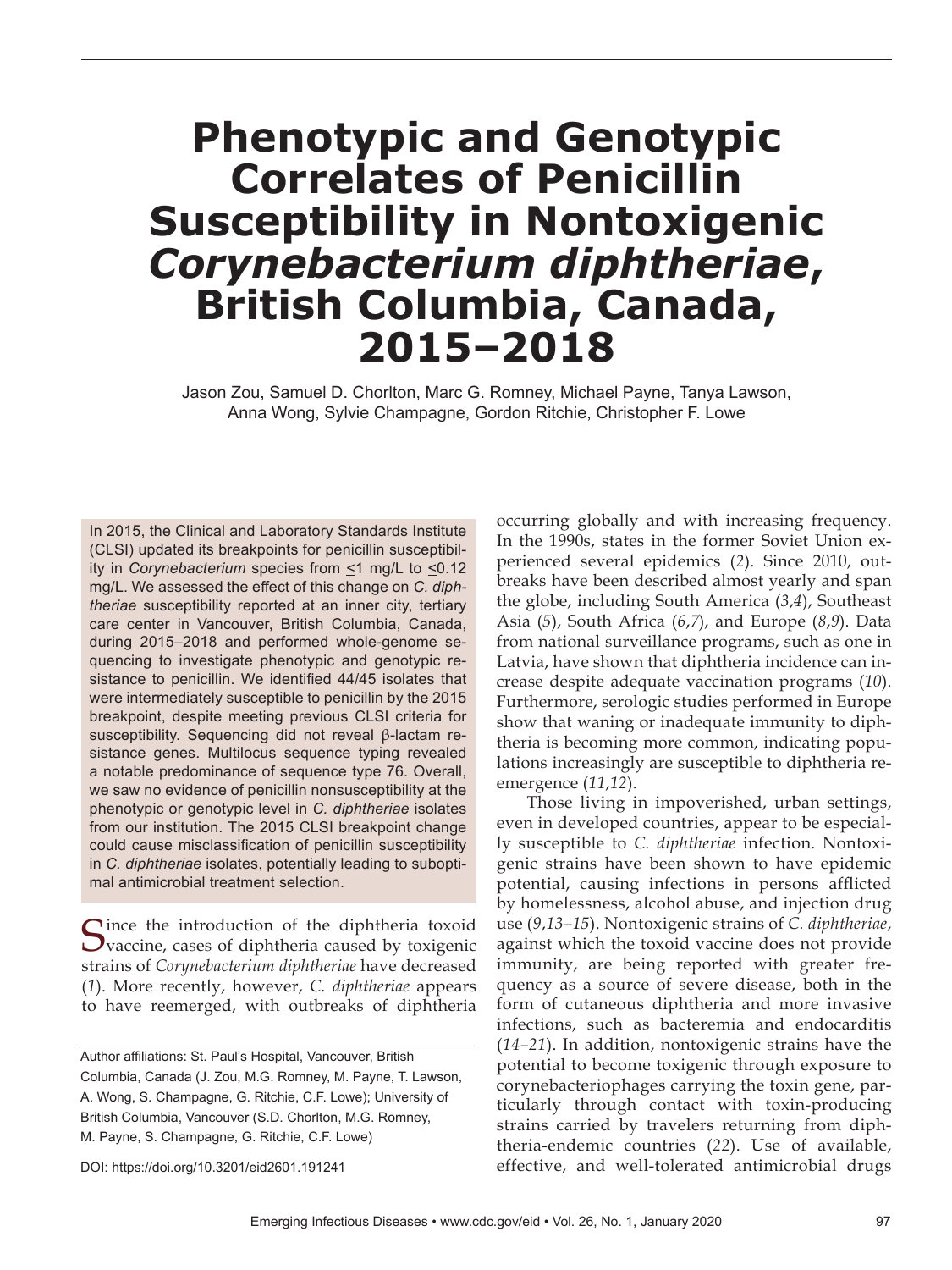# Phenotypic and Genotypic Correlates of Penicillin Susceptibility in Nontoxigenic *Corynebacterium diphtheriae*, British Columbia, Canada, 2015–2018

Jason Zou, Samuel D. Chorlton, Marc G. Romney, Michael Payne, Tanya Lawson, Anna Wong, Sylvie Champagne, Gordon Ritchie, Christopher F. Lowe

In 2015, the Clinical and Laboratory Standards Institute (CLSI) updated its breakpoints for penicillin susceptibility in *Corynebacterium* species from ≤1 mg/L to ≤0.12 mg/L. We assessed the effect of this change on *C. diphtheriae* susceptibility reported at an inner city, tertiary care center in Vancouver, British Columbia, Canada, during 2015–2018 and performed whole-genome sequencing to investigate phenotypic and genotypic resistance to penicillin. We identified 44/45 isolates that were intermediately susceptible to penicillin by the 2015 breakpoint, despite meeting previous CLSI criteria for susceptibility. Sequencing did not reveal β-lactam resistance genes. Multilocus sequence typing revealed a notable predominance of sequence type 76. Overall, we saw no evidence of penicillin nonsusceptibility at the phenotypic or genotypic level in *C. diphtheriae* isolates from our institution. The 2015 CLSI breakpoint change could cause misclassification of penicillin susceptibility in *C. diphtheriae* isolates, potentially leading to suboptimal antimicrobial treatment selection.

Since the introduction of the diphtheria toxoid vaccine, cases of diphtheria caused by toxigenic strains of *Corynebacterium diphtheriae* have decreased (*1*). More recently, however, *C. diphtheriae* appears to have reemerged, with outbreaks of diphtheria occurring globally and with increasing frequency. In the 1990s, states in the former Soviet Union experienced several epidemics (*2*). Since 2010, outbreaks have been described almost yearly and span the globe, including South America (*3*,*4*), Southeast Asia (*5*), South Africa (*6*,*7*), and Europe (*8*,*9*). Data from national surveillance programs, such as one in Latvia, have shown that diphtheria incidence can increase despite adequate vaccination programs (*10*). Furthermore, serologic studies performed in Europe show that waning or inadequate immunity to diphtheria is becoming more common, indicating populations increasingly are susceptible to diphtheria reemergence (*11*,*12*).

Those living in impoverished, urban settings, even in developed countries, appear to be especially susceptible to *C. diphtheriae* infection. Nontoxigenic strains have been shown to have epidemic potential, causing infections in persons afflicted by homelessness, alcohol abuse, and injection drug use (*9*,*13*–*15*). Nontoxigenic strains of *C. diphtheriae*, against which the toxoid vaccine does not provide immunity, are being reported with greater frequency as a source of severe disease, both in the form of cutaneous diphtheria and more invasive infections, such as bacteremia and endocarditis (*14*–*21*). In addition, nontoxigenic strains have the potential to become toxigenic through exposure to corynebacteriophages carrying the toxin gene, particularly through contact with toxin-producing strains carried by travelers returning from diphtheria-endemic countries (*22*). Use of available, effective, and well-tolerated antimicrobial drugs

Author affiliations: St. Paul's Hospital, Vancouver, British Columbia, Canada (J. Zou, M.G. Romney, M. Payne, T. Lawson, A. Wong, S. Champagne, G. Ritchie, C.F. Lowe); University of British Columbia, Vancouver (S.D. Chorlton, M.G. Romney, M. Payne, S. Champagne, G. Ritchie, C.F. Lowe)

DOI: https://doi.org/10.3201/eid2601.191241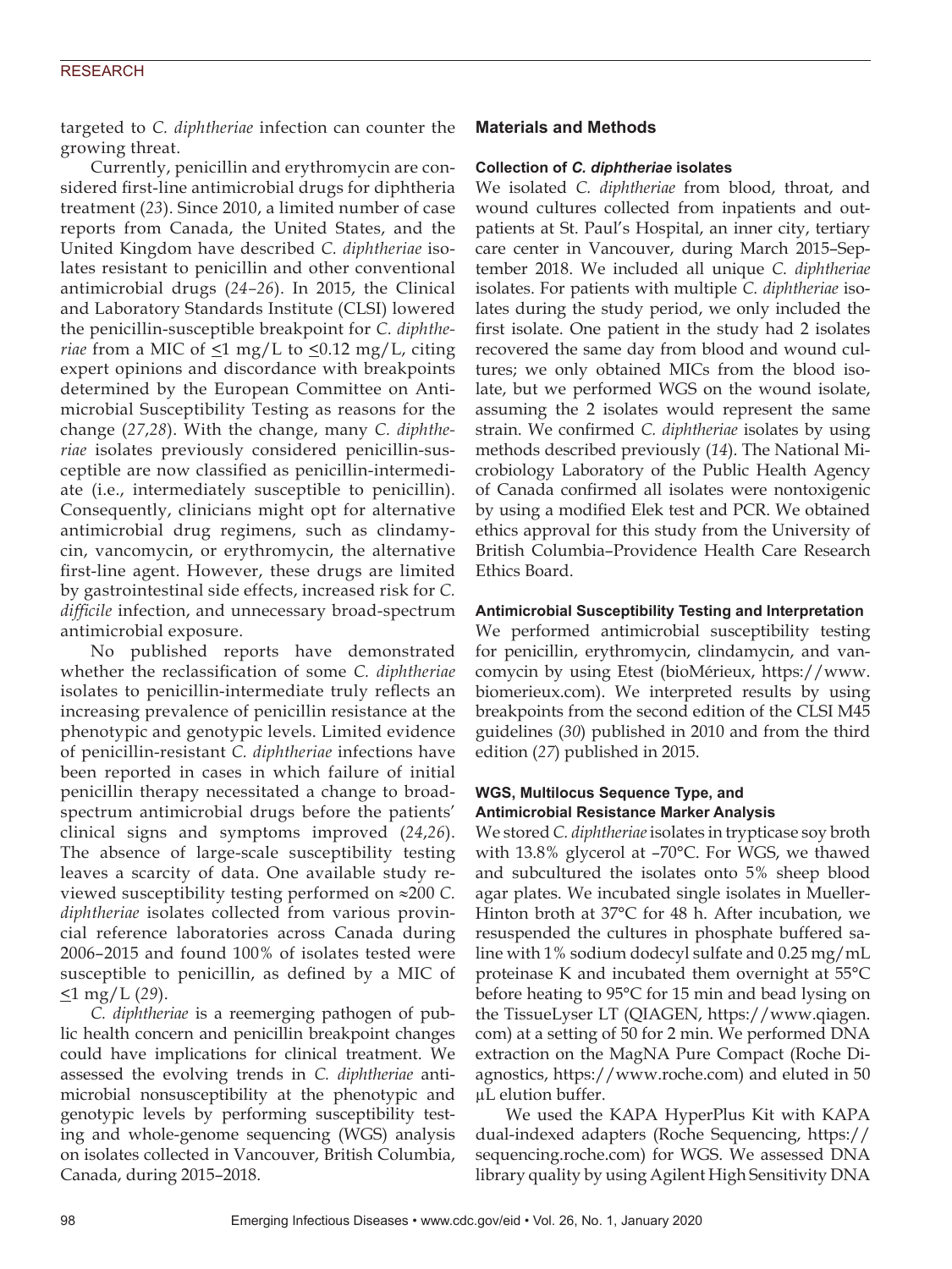targeted to *C. diphtheriae* infection can counter the growing threat.

Currently, penicillin and erythromycin are considered first-line antimicrobial drugs for diphtheria treatment (*23*). Since 2010, a limited number of case reports from Canada, the United States, and the United Kingdom have described *C. diphtheriae* isolates resistant to penicillin and other conventional antimicrobial drugs (*24–26*). In 2015, the Clinical and Laboratory Standards Institute (CLSI) lowered the penicillin-susceptible breakpoint for *C. diphtheriae* from a MIC of ≤1 mg/L to ≤0.12 mg/L, citing expert opinions and discordance with breakpoints determined by the European Committee on Antimicrobial Susceptibility Testing as reasons for the change (*27*,*28*). With the change, many *C. diphtheriae* isolates previously considered penicillin-susceptible are now classified as penicillin-intermediate (i.e., intermediately susceptible to penicillin). Consequently, clinicians might opt for alternative antimicrobial drug regimens, such as clindamycin, vancomycin, or erythromycin, the alternative first-line agent. However, these drugs are limited by gastrointestinal side effects, increased risk for *C. difficile* infection, and unnecessary broad-spectrum antimicrobial exposure.

No published reports have demonstrated whether the reclassification of some *C. diphtheriae* isolates to penicillin-intermediate truly reflects an increasing prevalence of penicillin resistance at the phenotypic and genotypic levels. Limited evidence of penicillin-resistant *C. diphtheriae* infections have been reported in cases in which failure of initial penicillin therapy necessitated a change to broad-spectrum antimicrobial drugs before the patients' clinical signs and symptoms improved (*24*,*26*). The absence of large-scale susceptibility testing leaves a scarcity of data. One available study reviewed susceptibility testing performed on ≈200 *C. diphtheriae* isolates collected from various provincial reference laboratories across Canada during 2006–2015 and found 100% of isolates tested were susceptible to penicillin, as defined by a MIC of ≤1 mg/L (*29*).

*C. diphtheriae* is a reemerging pathogen of public health concern and penicillin breakpoint changes could have implications for clinical treatment. We assessed the evolving trends in *C. diphtheriae* antimicrobial nonsusceptibility at the phenotypic and genotypic levels by performing susceptibility testing and whole-genome sequencing (WGS) analysis on isolates collected in Vancouver, British Columbia, Canada, during 2015–2018.

## Materials and Methods

### Collection of *C. diphtheriae* isolates

We isolated *C. diphtheriae* from blood, throat, and wound cultures collected from inpatients and outpatients at St. Paul's Hospital, an inner city, tertiary care center in Vancouver, during March 2015–September 2018. We included all unique *C. diphtheriae* isolates. For patients with multiple *C. diphtheriae* isolates during the study period, we only included the first isolate. One patient in the study had 2 isolates recovered the same day from blood and wound cultures; we only obtained MICs from the blood isolate, but we performed WGS on the wound isolate, assuming the 2 isolates would represent the same strain. We confirmed *C. diphtheriae* isolates by using methods described previously (*14*). The National Microbiology Laboratory of the Public Health Agency of Canada confirmed all isolates were nontoxigenic by using a modified Elek test and PCR. We obtained ethics approval for this study from the University of British Columbia–Providence Health Care Research Ethics Board.

### Antimicrobial Susceptibility Testing and Interpretation

We performed antimicrobial susceptibility testing for penicillin, erythromycin, clindamycin, and vancomycin by using Etest (bioMérieux, https://www.biomerieux.com). We interpreted results by using breakpoints from the second edition of the CLSI M45 guidelines (*30*) published in 2010 and from the third edition (*27*) published in 2015.

### WGS, Multilocus Sequence Type, and Antimicrobial Resistance Marker Analysis

We stored *C. diphtheriae* isolates in trypticase soy broth with 13.8% glycerol at –70°C. For WGS, we thawed and subcultured the isolates onto 5% sheep blood agar plates. We incubated single isolates in Mueller-Hinton broth at 37°C for 48 h. After incubation, we resuspended the cultures in phosphate buffered saline with 1% sodium dodecyl sulfate and 0.25 mg/mL proteinase K and incubated them overnight at 55°C before heating to 95°C for 15 min and bead lysing on the TissueLyser LT (QIAGEN, https://www.qiagen.com) at a setting of 50 for 2 min. We performed DNA extraction on the MagNA Pure Compact (Roche Diagnostics, https://www.roche.com) and eluted in 50 µL elution buffer.

We used the KAPA HyperPlus Kit with KAPA dual-indexed adapters (Roche Sequencing, https://sequencing.roche.com) for WGS. We assessed DNA library quality by using Agilent High Sensitivity DNA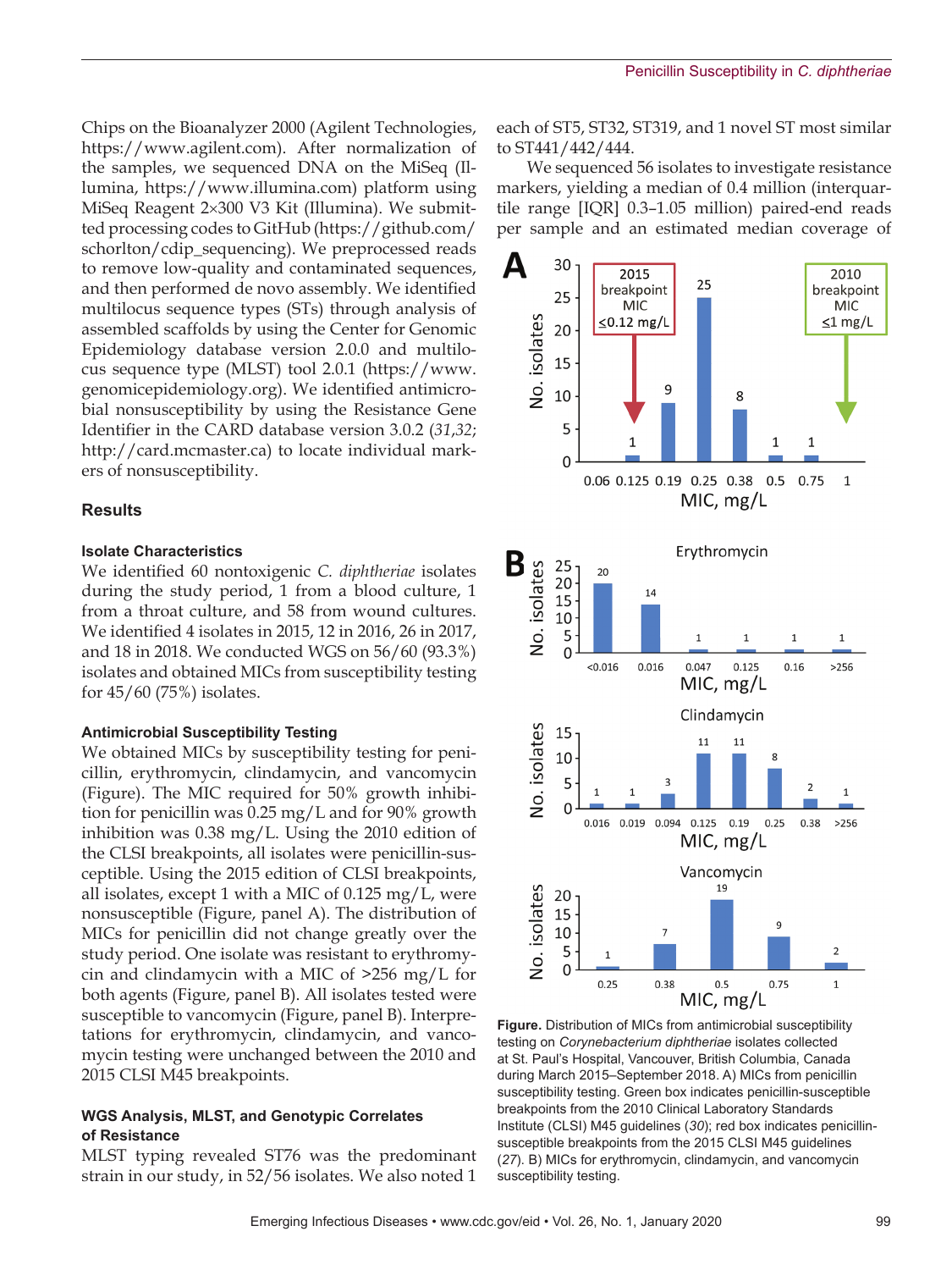Chips on the Bioanalyzer 2000 (Agilent Technologies, https://www.agilent.com). After normalization of the samples, we sequenced DNA on the MiSeq (Illumina, https://www.illumina.com) platform using MiSeq Reagent 2×300 V3 Kit (Illumina). We submitted processing codes to GitHub (https://github.com/schorlton/cdip_sequencing). We preprocessed reads to remove low-quality and contaminated sequences, and then performed de novo assembly. We identified multilocus sequence types (STs) through analysis of assembled scaffolds by using the Center for Genomic Epidemiology database version 2.0.0 and multilocus sequence type (MLST) tool 2.0.1 (https://www.genomicepidemiology.org). We identified antimicrobial nonsusceptibility by using the Resistance Gene Identifier in the CARD database version 3.0.2 (*31*,*32*; http://card.mcmaster.ca) to locate individual markers of nonsusceptibility.

## Results

### Isolate Characteristics

We identified 60 nontoxigenic *C. diphtheriae* isolates during the study period, 1 from a blood culture, 1 from a throat culture, and 58 from wound cultures. We identified 4 isolates in 2015, 12 in 2016, 26 in 2017, and 18 in 2018. We conducted WGS on 56/60 (93.3%) isolates and obtained MICs from susceptibility testing for 45/60 (75%) isolates.

### Antimicrobial Susceptibility Testing

We obtained MICs by susceptibility testing for penicillin, erythromycin, clindamycin, and vancomycin (Figure). The MIC required for 50% growth inhibition for penicillin was 0.25 mg/L and for 90% growth inhibition was 0.38 mg/L. Using the 2010 edition of the CLSI breakpoints, all isolates were penicillin-susceptible. Using the 2015 edition of CLSI breakpoints, all isolates, except 1 with a MIC of 0.125 mg/L, were nonsusceptible (Figure, panel A). The distribution of MICs for penicillin did not change greatly over the study period. One isolate was resistant to erythromycin and clindamycin with a MIC of >256 mg/L for both agents (Figure, panel B). All isolates tested were susceptible to vancomycin (Figure, panel B). Interpretations for erythromycin, clindamycin, and vancomycin testing were unchanged between the 2010 and 2015 CLSI M45 breakpoints.

### WGS Analysis, MLST, and Genotypic Correlates of Resistance

MLST typing revealed ST76 was the predominant strain in our study, in 52/56 isolates. We also noted 1 each of ST5, ST32, ST319, and 1 novel ST most similar to ST441/442/444.

We sequenced 56 isolates to investigate resistance markers, yielding a median of 0.4 million (interquartile range [IQR] 0.3–1.05 million) paired-end reads per sample and an estimated median coverage of

**Figure.** Distribution of MICs from antimicrobial susceptibility testing on *Corynebacterium diphtheriae* isolates collected at St. Paul's Hospital, Vancouver, British Columbia, Canada during March 2015–September 2018. A) MICs from penicillin susceptibility testing. Green box indicates penicillin-susceptible breakpoints from the 2010 Clinical Laboratory Standards Institute (CLSI) M45 guidelines (*30*); red box indicates penicillin-susceptible breakpoints from the 2015 CLSI M45 guidelines (*27*). B) MICs for erythromycin, clindamycin, and vancomycin susceptibility testing.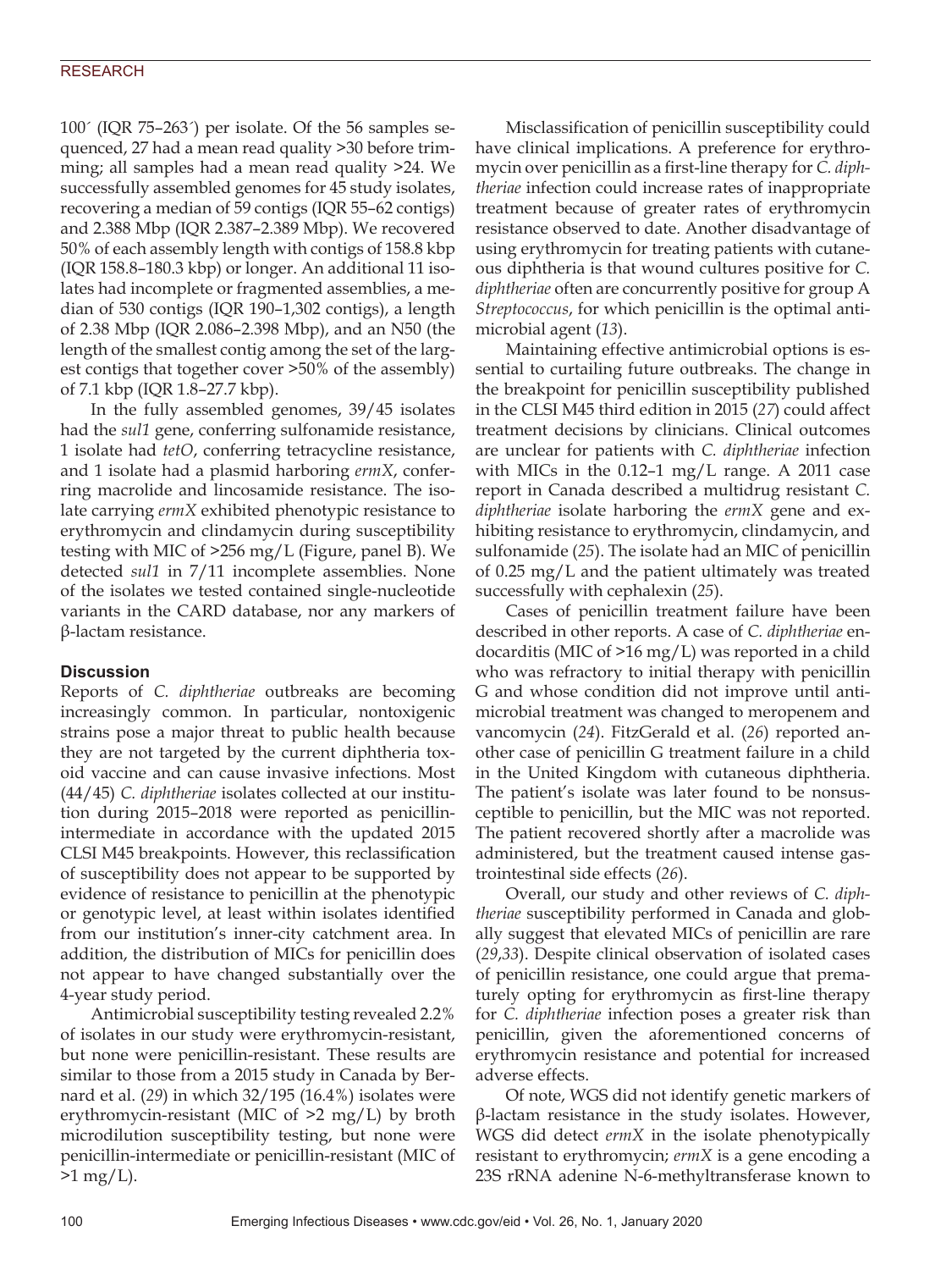100´ (IQR 75–263´) per isolate. Of the 56 samples sequenced, 27 had a mean read quality >30 before trimming; all samples had a mean read quality >24. We successfully assembled genomes for 45 study isolates, recovering a median of 59 contigs (IQR 55–62 contigs) and 2.388 Mbp (IQR 2.387–2.389 Mbp). We recovered 50% of each assembly length with contigs of 158.8 kbp (IQR 158.8–180.3 kbp) or longer. An additional 11 isolates had incomplete or fragmented assemblies, a median of 530 contigs (IQR 190–1,302 contigs), a length of 2.38 Mbp (IQR 2.086–2.398 Mbp), and an N50 (the length of the smallest contig among the set of the largest contigs that together cover >50% of the assembly) of 7.1 kbp (IQR 1.8–27.7 kbp).

In the fully assembled genomes, 39/45 isolates had the *sul1* gene, conferring sulfonamide resistance, 1 isolate had *tetO*, conferring tetracycline resistance, and 1 isolate had a plasmid harboring *ermX*, conferring macrolide and lincosamide resistance. The isolate carrying *ermX* exhibited phenotypic resistance to erythromycin and clindamycin during susceptibility testing with MIC of >256 mg/L (Figure, panel B). We detected *sul1* in 7/11 incomplete assemblies. None of the isolates we tested contained single-nucleotide variants in the CARD database, nor any markers of β-lactam resistance.

## Discussion

Reports of *C. diphtheriae* outbreaks are becoming increasingly common. In particular, nontoxigenic strains pose a major threat to public health because they are not targeted by the current diphtheria toxoid vaccine and can cause invasive infections. Most (44/45) *C. diphtheriae* isolates collected at our institution during 2015–2018 were reported as penicillin-intermediate in accordance with the updated 2015 CLSI M45 breakpoints. However, this reclassification of susceptibility does not appear to be supported by evidence of resistance to penicillin at the phenotypic or genotypic level, at least within isolates identified from our institution's inner-city catchment area. In addition, the distribution of MICs for penicillin does not appear to have changed substantially over the 4-year study period.

Antimicrobial susceptibility testing revealed 2.2% of isolates in our study were erythromycin-resistant, but none were penicillin-resistant. These results are similar to those from a 2015 study in Canada by Bernard et al. (*29*) in which 32/195 (16.4%) isolates were erythromycin-resistant (MIC of >2 mg/L) by broth microdilution susceptibility testing, but none were penicillin-intermediate or penicillin-resistant (MIC of >1 mg/L).

Misclassification of penicillin susceptibility could have clinical implications. A preference for erythromycin over penicillin as a first-line therapy for *C. diphtheriae* infection could increase rates of inappropriate treatment because of greater rates of erythromycin resistance observed to date. Another disadvantage of using erythromycin for treating patients with cutaneous diphtheria is that wound cultures positive for *C. diphtheriae* often are concurrently positive for group A *Streptococcus*, for which penicillin is the optimal antimicrobial agent (*13*).

Maintaining effective antimicrobial options is essential to curtailing future outbreaks. The change in the breakpoint for penicillin susceptibility published in the CLSI M45 third edition in 2015 (*27*) could affect treatment decisions by clinicians. Clinical outcomes are unclear for patients with *C. diphtheriae* infection with MICs in the 0.12–1 mg/L range. A 2011 case report in Canada described a multidrug resistant *C. diphtheriae* isolate harboring the *ermX* gene and exhibiting resistance to erythromycin, clindamycin, and sulfonamide (*25*). The isolate had an MIC of penicillin of 0.25 mg/L and the patient ultimately was treated successfully with cephalexin (*25*).

Cases of penicillin treatment failure have been described in other reports. A case of *C. diphtheriae* endocarditis (MIC of >16 mg/L) was reported in a child who was refractory to initial therapy with penicillin G and whose condition did not improve until antimicrobial treatment was changed to meropenem and vancomycin (*24*). FitzGerald et al. (*26*) reported another case of penicillin G treatment failure in a child in the United Kingdom with cutaneous diphtheria. The patient's isolate was later found to be nonsusceptible to penicillin, but the MIC was not reported. The patient recovered shortly after a macrolide was administered, but the treatment caused intense gastrointestinal side effects (*26*).

Overall, our study and other reviews of *C. diphtheriae* susceptibility performed in Canada and globally suggest that elevated MICs of penicillin are rare (*29*,*33*). Despite clinical observation of isolated cases of penicillin resistance, one could argue that prematurely opting for erythromycin as first-line therapy for *C. diphtheriae* infection poses a greater risk than penicillin, given the aforementioned concerns of erythromycin resistance and potential for increased adverse effects.

Of note, WGS did not identify genetic markers of β-lactam resistance in the study isolates. However, WGS did detect *ermX* in the isolate phenotypically resistant to erythromycin; *ermX* is a gene encoding a 23S rRNA adenine N-6-methyltransferase known to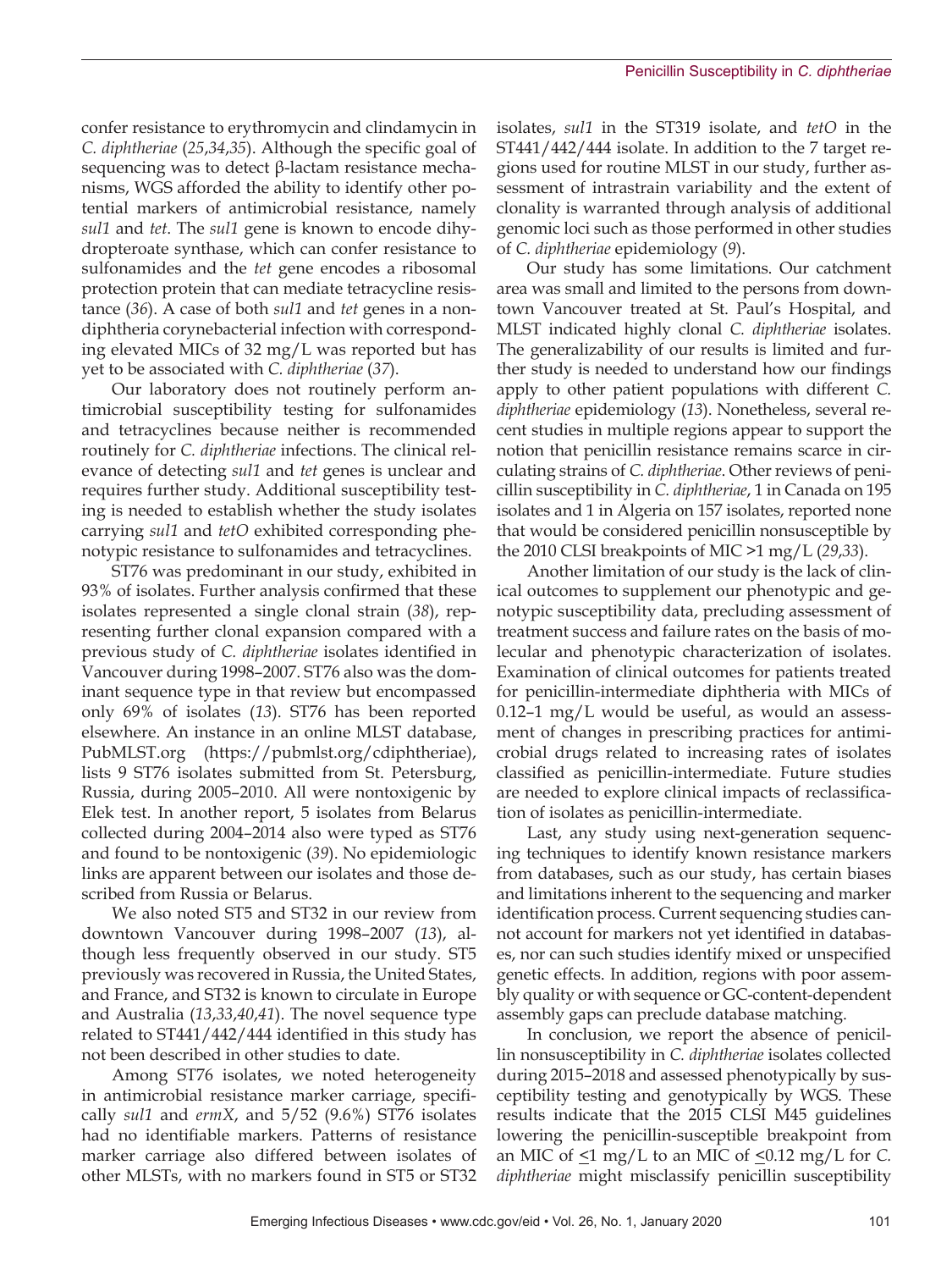confer resistance to erythromycin and clindamycin in *C. diphtheriae* (*25*,*34*,*35*). Although the specific goal of sequencing was to detect β-lactam resistance mechanisms, WGS afforded the ability to identify other potential markers of antimicrobial resistance, namely *sul1* and *tet*. The *sul1* gene is known to encode dihydropteroate synthase, which can confer resistance to sulfonamides and the *tet* gene encodes a ribosomal protection protein that can mediate tetracycline resistance (*36*). A case of both *sul1* and *tet* genes in a nondiphtheria corynebacterial infection with corresponding elevated MICs of 32 mg/L was reported but has yet to be associated with *C. diphtheriae* (*37*).

Our laboratory does not routinely perform antimicrobial susceptibility testing for sulfonamides and tetracyclines because neither is recommended routinely for *C. diphtheriae* infections. The clinical relevance of detecting *sul1* and *tet* genes is unclear and requires further study. Additional susceptibility testing is needed to establish whether the study isolates carrying *sul1* and *tetO* exhibited corresponding phenotypic resistance to sulfonamides and tetracyclines.

ST76 was predominant in our study, exhibited in 93% of isolates. Further analysis confirmed that these isolates represented a single clonal strain (*38*), representing further clonal expansion compared with a previous study of *C. diphtheriae* isolates identified in Vancouver during 1998–2007. ST76 also was the dominant sequence type in that review but encompassed only 69% of isolates (*13*). ST76 has been reported elsewhere. An instance in an online MLST database, PubMLST.org (https://pubmlst.org/cdiphtheriae), lists 9 ST76 isolates submitted from St. Petersburg, Russia, during 2005–2010. All were nontoxigenic by Elek test. In another report, 5 isolates from Belarus collected during 2004–2014 also were typed as ST76 and found to be nontoxigenic (*39*). No epidemiologic links are apparent between our isolates and those described from Russia or Belarus.

We also noted ST5 and ST32 in our review from downtown Vancouver during 1998–2007 (*13*), although less frequently observed in our study. ST5 previously was recovered in Russia, the United States, and France, and ST32 is known to circulate in Europe and Australia (*13*,*33*,*40*,*41*). The novel sequence type related to ST441/442/444 identified in this study has not been described in other studies to date.

Among ST76 isolates, we noted heterogeneity in antimicrobial resistance marker carriage, specifically *sul1* and *ermX*, and 5/52 (9.6%) ST76 isolates had no identifiable markers. Patterns of resistance marker carriage also differed between isolates of other MLSTs, with no markers found in ST5 or ST32 isolates, *sul1* in the ST319 isolate, and *tetO* in the ST441/442/444 isolate. In addition to the 7 target regions used for routine MLST in our study, further assessment of intrastrain variability and the extent of clonality is warranted through analysis of additional genomic loci such as those performed in other studies of *C. diphtheriae* epidemiology (*9*).

Our study has some limitations. Our catchment area was small and limited to the persons from downtown Vancouver treated at St. Paul's Hospital, and MLST indicated highly clonal *C. diphtheriae* isolates. The generalizability of our results is limited and further study is needed to understand how our findings apply to other patient populations with different *C. diphtheriae* epidemiology (*13*). Nonetheless, several recent studies in multiple regions appear to support the notion that penicillin resistance remains scarce in circulating strains of *C. diphtheriae*. Other reviews of penicillin susceptibility in *C. diphtheriae*, 1 in Canada on 195 isolates and 1 in Algeria on 157 isolates, reported none that would be considered penicillin nonsusceptible by the 2010 CLSI breakpoints of MIC >1 mg/L (*29*,*33*).

Another limitation of our study is the lack of clinical outcomes to supplement our phenotypic and genotypic susceptibility data, precluding assessment of treatment success and failure rates on the basis of molecular and phenotypic characterization of isolates. Examination of clinical outcomes for patients treated for penicillin-intermediate diphtheria with MICs of 0.12–1 mg/L would be useful, as would an assessment of changes in prescribing practices for antimicrobial drugs related to increasing rates of isolates classified as penicillin-intermediate. Future studies are needed to explore clinical impacts of reclassification of isolates as penicillin-intermediate.

Last, any study using next-generation sequencing techniques to identify known resistance markers from databases, such as our study, has certain biases and limitations inherent to the sequencing and marker identification process. Current sequencing studies cannot account for markers not yet identified in databases, nor can such studies identify mixed or unspecified genetic effects. In addition, regions with poor assembly quality or with sequence or GC-content-dependent assembly gaps can preclude database matching.

In conclusion, we report the absence of penicillin nonsusceptibility in *C. diphtheriae* isolates collected during 2015–2018 and assessed phenotypically by susceptibility testing and genotypically by WGS. These results indicate that the 2015 CLSI M45 guidelines lowering the penicillin-susceptible breakpoint from an MIC of ≤1 mg/L to an MIC of ≤0.12 mg/L for *C. diphtheriae* might misclassify penicillin susceptibility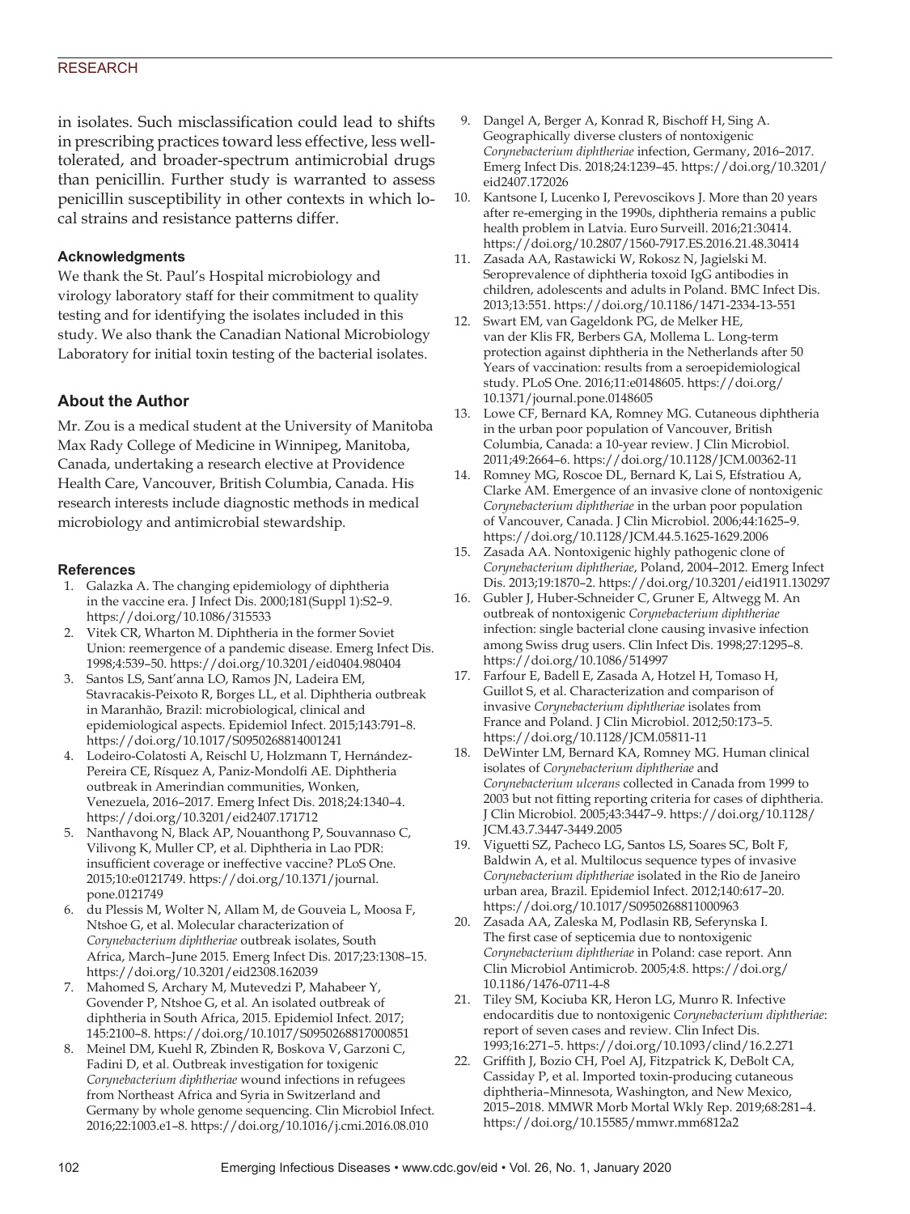in isolates. Such misclassification could lead to shifts in prescribing practices toward less effective, less well-tolerated, and broader-spectrum antimicrobial drugs than penicillin. Further study is warranted to assess penicillin susceptibility in other contexts in which local strains and resistance patterns differ.

### Acknowledgments

We thank the St. Paul's Hospital microbiology and virology laboratory staff for their commitment to quality testing and for identifying the isolates included in this study. We also thank the Canadian National Microbiology Laboratory for initial toxin testing of the bacterial isolates.

## About the Author

Mr. Zou is a medical student at the University of Manitoba Max Rady College of Medicine in Winnipeg, Manitoba, Canada, undertaking a research elective at Providence Health Care, Vancouver, British Columbia, Canada. His research interests include diagnostic methods in medical microbiology and antimicrobial stewardship.

### References

1. Galazka A. The changing epidemiology of diphtheria in the vaccine era. J Infect Dis. 2000;181(Suppl 1):S2–9. https://doi.org/10.1086/315533
2. Vitek CR, Wharton M. Diphtheria in the former Soviet Union: reemergence of a pandemic disease. Emerg Infect Dis. 1998;4:539–50. https://doi.org/10.3201/eid0404.980404
3. Santos LS, Sant'anna LO, Ramos JN, Ladeira EM, Stavracakis-Peixoto R, Borges LL, et al. Diphtheria outbreak in Maranhão, Brazil: microbiological, clinical and epidemiological aspects. Epidemiol Infect. 2015;143:791–8. https://doi.org/10.1017/S0950268814001241
4. Lodeiro-Colatosti A, Reischl U, Holzmann T, Hernández-Pereira CE, Rísquez A, Paniz-Mondolfi AE. Diphtheria outbreak in Amerindian communities, Wonken, Venezuela, 2016–2017. Emerg Infect Dis. 2018;24:1340–4. https://doi.org/10.3201/eid2407.171712
5. Nanthavong N, Black AP, Nouanthong P, Souvannaso C, Vilivong K, Muller CP, et al. Diphtheria in Lao PDR: insufficient coverage or ineffective vaccine? PLoS One. 2015;10:e0121749. https://doi.org/10.1371/journal.pone.0121749
6. du Plessis M, Wolter N, Allam M, de Gouveia L, Moosa F, Ntshoe G, et al. Molecular characterization of *Corynebacterium diphtheriae* outbreak isolates, South Africa, March–June 2015. Emerg Infect Dis. 2017;23:1308–15. https://doi.org/10.3201/eid2308.162039
7. Mahomed S, Archary M, Mutevedzi P, Mahabeer Y, Govender P, Ntshoe G, et al. An isolated outbreak of diphtheria in South Africa, 2015. Epidemiol Infect. 2017;145:2100–8. https://doi.org/10.1017/S0950268817000851
8. Meinel DM, Kuehl R, Zbinden R, Boskova V, Garzoni C, Fadini D, et al. Outbreak investigation for toxigenic *Corynebacterium diphtheriae* wound infections in refugees from Northeast Africa and Syria in Switzerland and Germany by whole genome sequencing. Clin Microbiol Infect. 2016;22:1003.e1–8. https://doi.org/10.1016/j.cmi.2016.08.010
9. Dangel A, Berger A, Konrad R, Bischoff H, Sing A. Geographically diverse clusters of nontoxigenic *Corynebacterium diphtheriae* infection, Germany, 2016–2017. Emerg Infect Dis. 2018;24:1239–45. https://doi.org/10.3201/eid2407.172026
10. Kantsone I, Lucenko I, Perevoscikovs J. More than 20 years after re-emerging in the 1990s, diphtheria remains a public health problem in Latvia. Euro Surveill. 2016;21:30414. https://doi.org/10.2807/1560-7917.ES.2016.21.48.30414
11. Zasada AA, Rastawicki W, Rokosz N, Jagielski M. Seroprevalence of diphtheria toxoid IgG antibodies in children, adolescents and adults in Poland. BMC Infect Dis. 2013;13:551. https://doi.org/10.1186/1471-2334-13-551
12. Swart EM, van Gageldonk PG, de Melker HE, van der Klis FR, Berbers GA, Mollema L. Long-term protection against diphtheria in the Netherlands after 50 Years of vaccination: results from a seroepidemiological study. PLoS One. 2016;11:e0148605. https://doi.org/10.1371/journal.pone.0148605
13. Lowe CF, Bernard KA, Romney MG. Cutaneous diphtheria in the urban poor population of Vancouver, British Columbia, Canada: a 10-year review. J Clin Microbiol. 2011;49:2664–6. https://doi.org/10.1128/JCM.00362-11
14. Romney MG, Roscoe DL, Bernard K, Lai S, Efstratiou A, Clarke AM. Emergence of an invasive clone of nontoxigenic *Corynebacterium diphtheriae* in the urban poor population of Vancouver, Canada. J Clin Microbiol. 2006;44:1625–9. https://doi.org/10.1128/JCM.44.5.1625-1629.2006
15. Zasada AA. Nontoxigenic highly pathogenic clone of *Corynebacterium diphtheriae*, Poland, 2004–2012. Emerg Infect Dis. 2013;19:1870–2. https://doi.org/10.3201/eid1911.130297
16. Gubler J, Huber-Schneider C, Gruner E, Altwegg M. An outbreak of nontoxigenic *Corynebacterium diphtheriae* infection: single bacterial clone causing invasive infection among Swiss drug users. Clin Infect Dis. 1998;27:1295–8. https://doi.org/10.1086/514997
17. Farfour E, Badell E, Zasada A, Hotzel H, Tomaso H, Guillot S, et al. Characterization and comparison of invasive *Corynebacterium diphtheriae* isolates from France and Poland. J Clin Microbiol. 2012;50:173–5. https://doi.org/10.1128/JCM.05811-11
18. DeWinter LM, Bernard KA, Romney MG. Human clinical isolates of *Corynebacterium diphtheriae* and *Corynebacterium ulcerans* collected in Canada from 1999 to 2003 but not fitting reporting criteria for cases of diphtheria. J Clin Microbiol. 2005;43:3447–9. https://doi.org/10.1128/JCM.43.7.3447-3449.2005
19. Viguetti SZ, Pacheco LG, Santos LS, Soares SC, Bolt F, Baldwin A, et al. Multilocus sequence types of invasive *Corynebacterium diphtheriae* isolated in the Rio de Janeiro urban area, Brazil. Epidemiol Infect. 2012;140:617–20. https://doi.org/10.1017/S0950268811000963
20. Zasada AA, Zaleska M, Podlasin RB, Seferynska I. The first case of septicemia due to nontoxigenic *Corynebacterium diphtheriae* in Poland: case report. Ann Clin Microbiol Antimicrob. 2005;4:8. https://doi.org/10.1186/1476-0711-4-8
21. Tiley SM, Kociuba KR, Heron LG, Munro R. Infective endocarditis due to nontoxigenic *Corynebacterium diphtheriae*: report of seven cases and review. Clin Infect Dis. 1993;16:271–5. https://doi.org/10.1093/clind/16.2.271
22. Griffith J, Bozio CH, Poel AJ, Fitzpatrick K, DeBolt CA, Cassiday P, et al. Imported toxin-producing cutaneous diphtheria–Minnesota, Washington, and New Mexico, 2015–2018. MMWR Morb Mortal Wkly Rep. 2019;68:281–4. https://doi.org/10.15585/mmwr.mm6812a2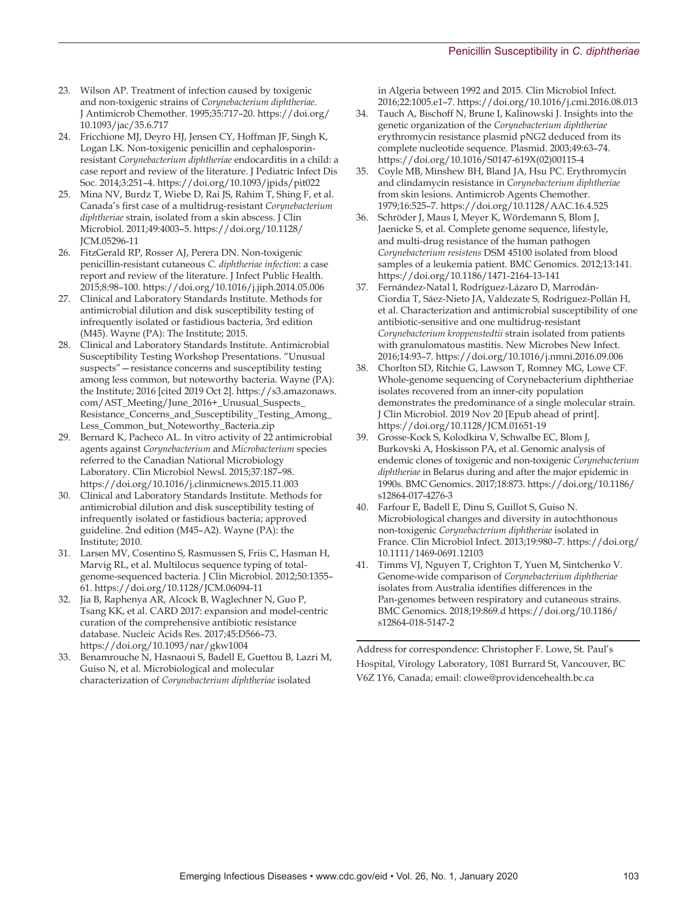23. Wilson AP. Treatment of infection caused by toxigenic and non-toxigenic strains of *Corynebacterium diphtheriae*. J Antimicrob Chemother. 1995;35:717–20. https://doi.org/10.1093/jac/35.6.717
24. Fricchione MJ, Deyro HJ, Jensen CY, Hoffman JF, Singh K, Logan LK. Non-toxigenic penicillin and cephalosporin-resistant *Corynebacterium diphtheriae* endocarditis in a child: a case report and review of the literature. J Pediatric Infect Dis Soc. 2014;3:251–4. https://doi.org/10.1093/jpids/pit022
25. Mina NV, Burdz T, Wiebe D, Rai JS, Rahim T, Shing F, et al. Canada's first case of a multidrug-resistant *Corynebacterium diphtheriae* strain, isolated from a skin abscess. J Clin Microbiol. 2011;49:4003–5. https://doi.org/10.1128/JCM.05296-11
26. FitzGerald RP, Rosser AJ, Perera DN. Non-toxigenic penicillin-resistant cutaneous *C. diphtheriae infection*: a case report and review of the literature. J Infect Public Health. 2015;8:98–100. https://doi.org/10.1016/j.jiph.2014.05.006
27. Clinical and Laboratory Standards Institute. Methods for antimicrobial dilution and disk susceptibility testing of infrequently isolated or fastidious bacteria, 3rd edition (M45). Wayne (PA): The Institute; 2015.
28. Clinical and Laboratory Standards Institute. Antimicrobial Susceptibility Testing Workshop Presentations. "Unusual suspects"—resistance concerns and susceptibility testing among less common, but noteworthy bacteria. Wayne (PA): the Institute; 2016 [cited 2019 Oct 2]. https://s3.amazonaws.com/AST_Meeting/June_2016+_Unusual_Suspects_Resistance_Concerns_and_Susceptibility_Testing_Among_Less_Common_but_Noteworthy_Bacteria.zip
29. Bernard K, Pacheco AL. In vitro activity of 22 antimicrobial agents against *Corynebacterium* and *Microbacterium* species referred to the Canadian National Microbiology Laboratory. Clin Microbiol Newsl. 2015;37:187–98. https://doi.org/10.1016/j.clinmicnews.2015.11.003
30. Clinical and Laboratory Standards Institute. Methods for antimicrobial dilution and disk susceptibility testing of infrequently isolated or fastidious bacteria; approved guideline. 2nd edition (M45–A2). Wayne (PA): the Institute; 2010.
31. Larsen MV, Cosentino S, Rasmussen S, Friis C, Hasman H, Marvig RL, et al. Multilocus sequence typing of total-genome-sequenced bacteria. J Clin Microbiol. 2012;50:1355–61. https://doi.org/10.1128/JCM.06094-11
32. Jia B, Raphenya AR, Alcock B, Waglechner N, Guo P, Tsang KK, et al. CARD 2017: expansion and model-centric curation of the comprehensive antibiotic resistance database. Nucleic Acids Res. 2017;45:D566–73. https://doi.org/10.1093/nar/gkw1004
33. Benamrouche N, Hasnaoui S, Badell E, Guettou B, Lazri M, Guiso N, et al. Microbiological and molecular characterization of *Corynebacterium diphtheriae* isolated in Algeria between 1992 and 2015. Clin Microbiol Infect. 2016;22:1005.e1–7. https://doi.org/10.1016/j.cmi.2016.08.013
34. Tauch A, Bischoff N, Brune I, Kalinowski J. Insights into the genetic organization of the *Corynebacterium diphtheriae* erythromycin resistance plasmid pNG2 deduced from its complete nucleotide sequence. Plasmid. 2003;49:63–74. https://doi.org/10.1016/S0147-619X(02)00115-4
35. Coyle MB, Minshew BH, Bland JA, Hsu PC. Erythromycin and clindamycin resistance in *Corynebacterium diphtheriae* from skin lesions. Antimicrob Agents Chemother. 1979;16:525–7. https://doi.org/10.1128/AAC.16.4.525
36. Schröder J, Maus I, Meyer K, Wördemann S, Blom J, Jaenicke S, et al. Complete genome sequence, lifestyle, and multi-drug resistance of the human pathogen *Corynebacterium resistens* DSM 45100 isolated from blood samples of a leukemia patient. BMC Genomics. 2012;13:141. https://doi.org/10.1186/1471-2164-13-141
37. Fernández-Natal I, Rodríguez-Lázaro D, Marrodán-Ciordia T, Sáez-Nieto JA, Valdezate S, Rodríguez-Pollán H, et al. Characterization and antimicrobial susceptibility of one antibiotic-sensitive and one multidrug-resistant *Corynebacterium kroppenstedtii* strain isolated from patients with granulomatous mastitis. New Microbes New Infect. 2016;14:93–7. https://doi.org/10.1016/j.nmni.2016.09.006
38. Chorlton SD, Ritchie G, Lawson T, Romney MG, Lowe CF. Whole-genome sequencing of Corynebacterium diphtheriae isolates recovered from an inner-city population demonstrates the predominance of a single molecular strain. J Clin Microbiol. 2019 Nov 20 [Epub ahead of print]. https://doi.org/10.1128/JCM.01651-19
39. Grosse-Kock S, Kolodkina V, Schwalbe EC, Blom J, Burkovski A, Hoskisson PA, et al. Genomic analysis of endemic clones of toxigenic and non-toxigenic *Corynebacterium diphtheriae* in Belarus during and after the major epidemic in 1990s. BMC Genomics. 2017;18:873. https://doi.org/10.1186/s12864-017-4276-3
40. Farfour E, Badell E, Dinu S, Guillot S, Guiso N. Microbiological changes and diversity in autochthonous non-toxigenic *Corynebacterium diphtheriae* isolated in France. Clin Microbiol Infect. 2013;19:980–7. https://doi.org/10.1111/1469-0691.12103
41. Timms VJ, Nguyen T, Crighton T, Yuen M, Sintchenko V. Genome-wide comparison of *Corynebacterium diphtheriae* isolates from Australia identifies differences in the Pan-genomes between respiratory and cutaneous strains. BMC Genomics. 2018;19:869.d https://doi.org/10.1186/s12864-018-5147-2

Address for correspondence: Christopher F. Lowe, St. Paul's Hospital, Virology Laboratory, 1081 Burrard St, Vancouver, BC V6Z 1Y6, Canada; email: clowe@providencehealth.bc.ca